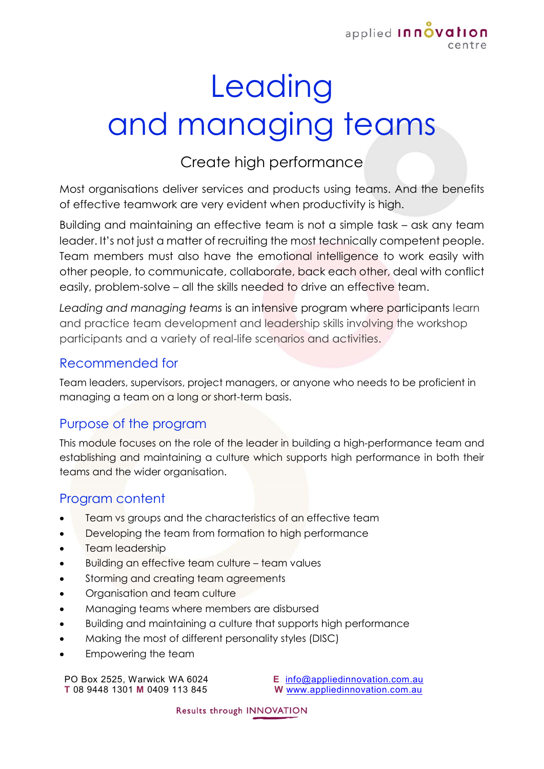# Leading and managing teams

## Create high performance

Most organisations deliver services and products using teams. And the benefits of effective teamwork are very evident when productivity is high.

Building and maintaining an effective team is not a simple task – ask any team leader. It's not just a matter of recruiting the most technically competent people. Team members must also have the emotional intelligence to work easily with other people, to communicate, collaborate, back each other, deal with conflict easily, problem-solve – all the skills needed to drive an effective team.

*Leading and managing teams* is an intensive program where participants learn and practice team development and leadership skills involving the workshop participants and a variety of real-life scenarios and activities.

### Recommended for

Team leaders, supervisors, project managers, or anyone who needs to be proficient in managing a team on a long or short-term basis.

### Purpose of the program

This module focuses on the role of the leader in building a high-performance team and establishing and maintaining a culture which supports high performance in both their teams and the wider organisation.

### Program content

- Team vs groups and the characteristics of an effective team
- Developing the team from formation to high performance
- Team leadership
- Building an effective team culture – team values
- Storming and creating team agreements
- Organisation and team culture
- Managing teams where members are disbursed
- Building and maintaining a culture that supports high performance
- Making the most of different personality styles (DISC)
- Empowering the team

PO Box 2525, Warwick WA 6024
**T** 08 9448 1301 **M** 0409 113 845

**E** info@appliedinnovation.com.au
**W** www.appliedinnovation.com.au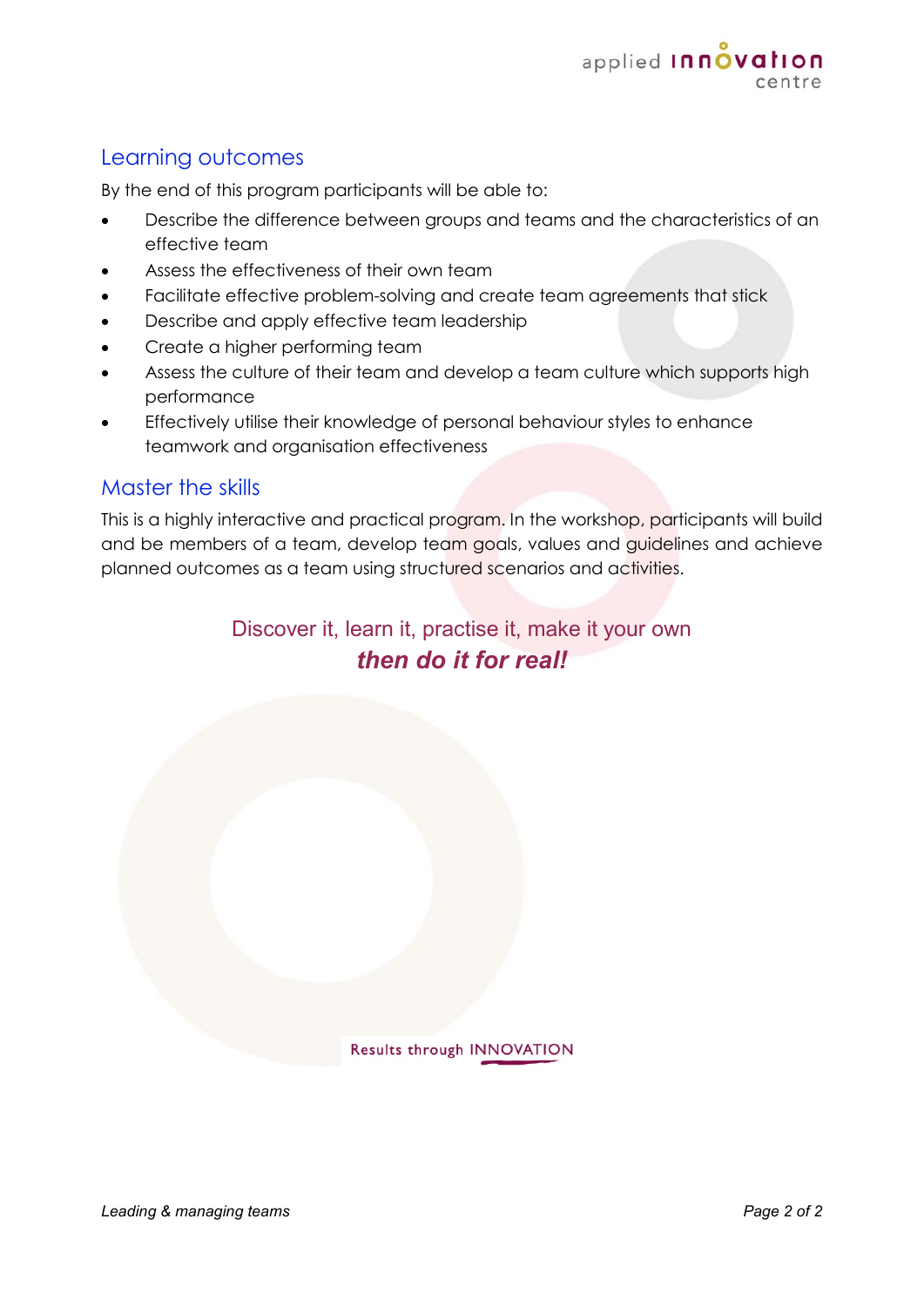## Learning outcomes

By the end of this program participants will be able to:

- Describe the difference between groups and teams and the characteristics of an effective team
- Assess the effectiveness of their own team
- Facilitate effective problem-solving and create team agreements that stick
- Describe and apply effective team leadership
- Create a higher performing team
- Assess the culture of their team and develop a team culture which supports high performance
- Effectively utilise their knowledge of personal behaviour styles to enhance teamwork and organisation effectiveness

## Master the skills

This is a highly interactive and practical program. In the workshop, participants will build and be members of a team, develop team goals, values and guidelines and achieve planned outcomes as a team using structured scenarios and activities.

Discover it, learn it, practise it, make it your own
***then do it for real!***

Results through INNOVATION